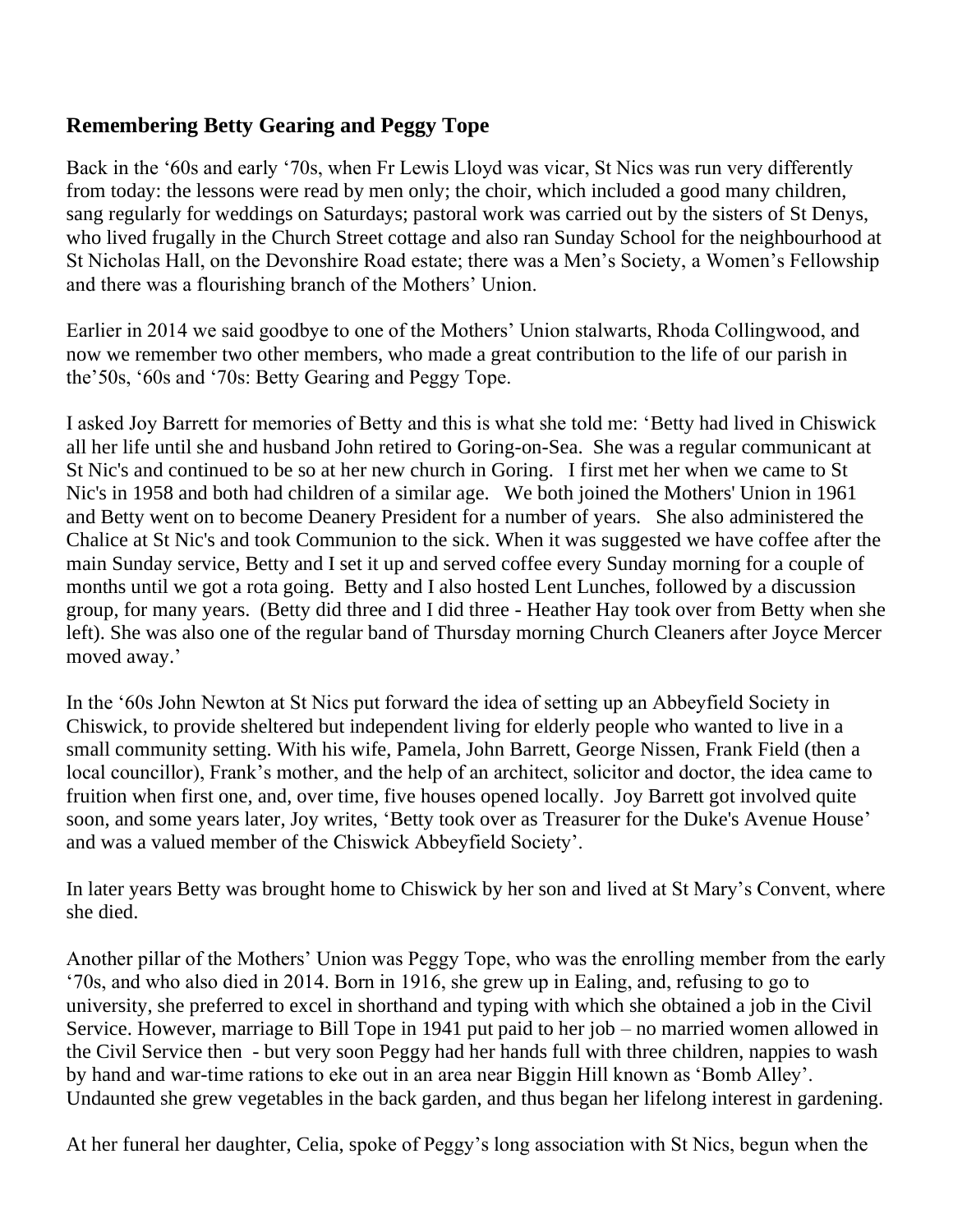## Remembering Betty Gearing and Peggy Tope

Back in the '60s and early '70s, when Fr Lewis Lloyd was vicar, St Nics was run very differently from today: the lessons were read by men only; the choir, which included a good many children, sang regularly for weddings on Saturdays; pastoral work was carried out by the sisters of St Denys, who lived frugally in the Church Street cottage and also ran Sunday School for the neighbourhood at St Nicholas Hall, on the Devonshire Road estate; there was a Men's Society, a Women's Fellowship and there was a flourishing branch of the Mothers' Union.

Earlier in 2014 we said goodbye to one of the Mothers' Union stalwarts, Rhoda Collingwood, and now we remember two other members, who made a great contribution to the life of our parish in the'50s, '60s and '70s: Betty Gearing and Peggy Tope.

I asked Joy Barrett for memories of Betty and this is what she told me: 'Betty had lived in Chiswick all her life until she and husband John retired to Goring-on-Sea. She was a regular communicant at St Nic's and continued to be so at her new church in Goring. I first met her when we came to St Nic's in 1958 and both had children of a similar age. We both joined the Mothers' Union in 1961 and Betty went on to become Deanery President for a number of years. She also administered the Chalice at St Nic's and took Communion to the sick. When it was suggested we have coffee after the main Sunday service, Betty and I set it up and served coffee every Sunday morning for a couple of months until we got a rota going. Betty and I also hosted Lent Lunches, followed by a discussion group, for many years. (Betty did three and I did three - Heather Hay took over from Betty when she left). She was also one of the regular band of Thursday morning Church Cleaners after Joyce Mercer moved away.'

In the '60s John Newton at St Nics put forward the idea of setting up an Abbeyfield Society in Chiswick, to provide sheltered but independent living for elderly people who wanted to live in a small community setting. With his wife, Pamela, John Barrett, George Nissen, Frank Field (then a local councillor), Frank's mother, and the help of an architect, solicitor and doctor, the idea came to fruition when first one, and, over time, five houses opened locally. Joy Barrett got involved quite soon, and some years later, Joy writes, 'Betty took over as Treasurer for the Duke's Avenue House' and was a valued member of the Chiswick Abbeyfield Society'.

In later years Betty was brought home to Chiswick by her son and lived at St Mary's Convent, where she died.

Another pillar of the Mothers' Union was Peggy Tope, who was the enrolling member from the early '70s, and who also died in 2014. Born in 1916, she grew up in Ealing, and, refusing to go to university, she preferred to excel in shorthand and typing with which she obtained a job in the Civil Service. However, marriage to Bill Tope in 1941 put paid to her job – no married women allowed in the Civil Service then - but very soon Peggy had her hands full with three children, nappies to wash by hand and war-time rations to eke out in an area near Biggin Hill known as 'Bomb Alley'. Undaunted she grew vegetables in the back garden, and thus began her lifelong interest in gardening.

At her funeral her daughter, Celia, spoke of Peggy's long association with St Nics, begun when the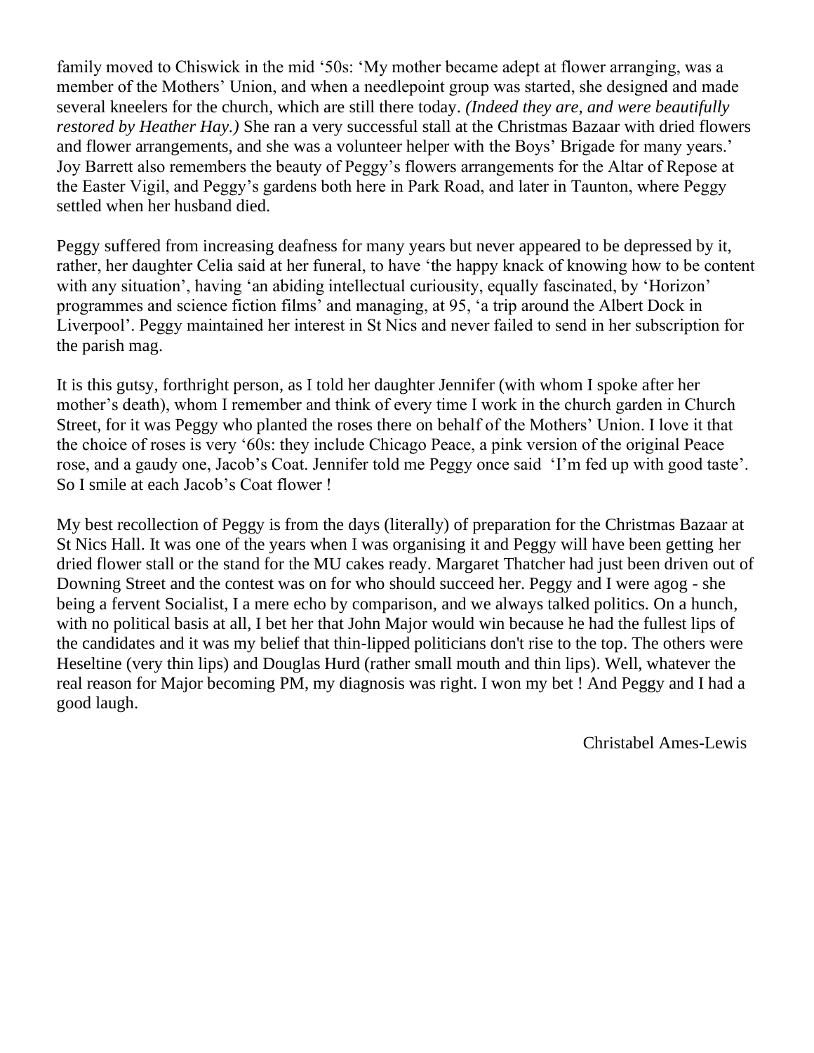family moved to Chiswick in the mid '50s: 'My mother became adept at flower arranging, was a member of the Mothers' Union, and when a needlepoint group was started, she designed and made several kneelers for the church, which are still there today. *(Indeed they are, and were beautifully restored by Heather Hay.)* She ran a very successful stall at the Christmas Bazaar with dried flowers and flower arrangements, and she was a volunteer helper with the Boys' Brigade for many years.' Joy Barrett also remembers the beauty of Peggy's flowers arrangements for the Altar of Repose at the Easter Vigil, and Peggy's gardens both here in Park Road, and later in Taunton, where Peggy settled when her husband died.

Peggy suffered from increasing deafness for many years but never appeared to be depressed by it, rather, her daughter Celia said at her funeral, to have 'the happy knack of knowing how to be content with any situation', having 'an abiding intellectual curiousity, equally fascinated, by 'Horizon' programmes and science fiction films' and managing, at 95, 'a trip around the Albert Dock in Liverpool'. Peggy maintained her interest in St Nics and never failed to send in her subscription for the parish mag.

It is this gutsy, forthright person, as I told her daughter Jennifer (with whom I spoke after her mother's death), whom I remember and think of every time I work in the church garden in Church Street, for it was Peggy who planted the roses there on behalf of the Mothers' Union. I love it that the choice of roses is very '60s: they include Chicago Peace, a pink version of the original Peace rose, and a gaudy one, Jacob's Coat. Jennifer told me Peggy once said 'I'm fed up with good taste'. So I smile at each Jacob's Coat flower !

My best recollection of Peggy is from the days (literally) of preparation for the Christmas Bazaar at St Nics Hall. It was one of the years when I was organising it and Peggy will have been getting her dried flower stall or the stand for the MU cakes ready. Margaret Thatcher had just been driven out of Downing Street and the contest was on for who should succeed her. Peggy and I were agog - she being a fervent Socialist, I a mere echo by comparison, and we always talked politics. On a hunch, with no political basis at all, I bet her that John Major would win because he had the fullest lips of the candidates and it was my belief that thin-lipped politicians don't rise to the top. The others were Heseltine (very thin lips) and Douglas Hurd (rather small mouth and thin lips). Well, whatever the real reason for Major becoming PM, my diagnosis was right. I won my bet ! And Peggy and I had a good laugh.

Christabel Ames-Lewis